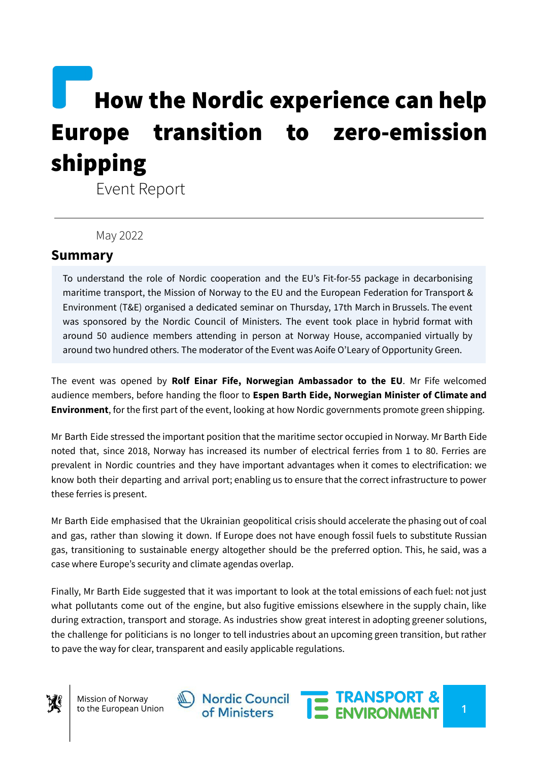# How the Nordic experience can help Europe transition to zero-emission shipping

Event Report

May 2022

## Summary

To understand the role of Nordic cooperation and the EU's Fit-for-55 package in decarbonising maritime transport, the Mission of Norway to the EU and the European Federation for Transport & Environment (T&E) organised a dedicated seminar on Thursday, 17th March in Brussels. The event was sponsored by the Nordic Council of Ministers. The event took place in hybrid format with around 50 audience members attending in person at Norway House, accompanied virtually by around two hundred others. The moderator of the Event was Aoife O'Leary of Opportunity Green.

The event was opened by **Rolf Einar Fife, Norwegian Ambassador to the EU**. Mr Fife welcomed audience members, before handing the floor to **Espen Barth Eide, Norwegian Minister of Climate and Environment**, for the first part of the event, looking at how Nordic governments promote green shipping.

Mr Barth Eide stressed the important position that the maritime sector occupied in Norway. Mr Barth Eide noted that, since 2018, Norway has increased its number of electrical ferries from 1 to 80. Ferries are prevalent in Nordic countries and they have important advantages when it comes to electrification: we know both their departing and arrival port; enabling us to ensure that the correct infrastructure to power these ferries is present.

Mr Barth Eide emphasised that the Ukrainian geopolitical crisis should accelerate the phasing out of coal and gas, rather than slowing it down. If Europe does not have enough fossil fuels to substitute Russian gas, transitioning to sustainable energy altogether should be the preferred option. This, he said, was a case where Europe's security and climate agendas overlap.

Finally, Mr Barth Eide suggested that it was important to look at the total emissions of each fuel: not just what pollutants come out of the engine, but also fugitive emissions elsewhere in the supply chain, like during extraction, transport and storage. As industries show great interest in adopting greener solutions, the challenge for politicians is no longer to tell industries about an upcoming green transition, but rather to pave the way for clear, transparent and easily applicable regulations.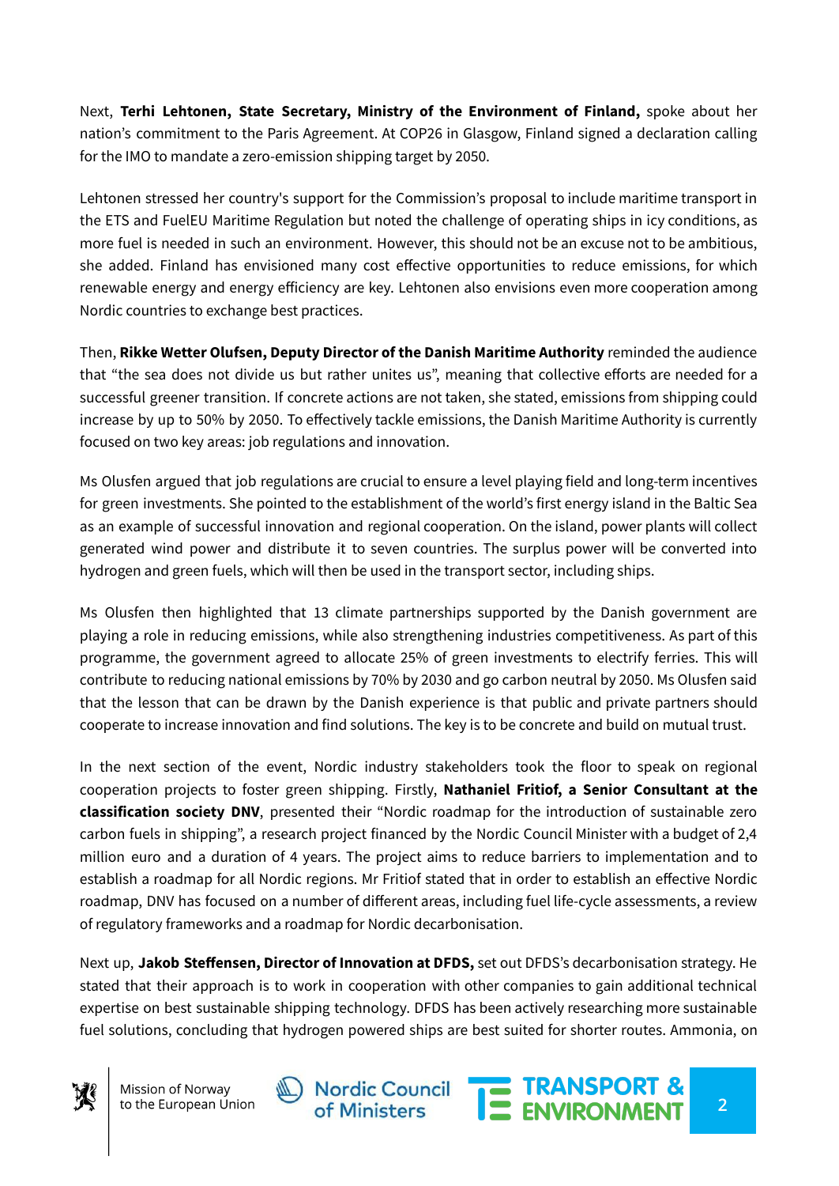Next, **Terhi Lehtonen, State Secretary, Ministry of the Environment of Finland,** spoke about her nation's commitment to the Paris Agreement. At COP26 in Glasgow, Finland signed a declaration calling for the IMO to mandate a zero-emission shipping target by 2050.

Lehtonen stressed her country's support for the Commission's proposal to include maritime transport in the ETS and FuelEU Maritime Regulation but noted the challenge of operating ships in icy conditions, as more fuel is needed in such an environment. However, this should not be an excuse not to be ambitious, she added. Finland has envisioned many cost effective opportunities to reduce emissions, for which renewable energy and energy efficiency are key. Lehtonen also envisions even more cooperation among Nordic countries to exchange best practices.

Then, **Rikke Wetter Olufsen, Deputy Director of the Danish Maritime Authority** reminded the audience that "the sea does not divide us but rather unites us", meaning that collective efforts are needed for a successful greener transition. If concrete actions are not taken, she stated, emissions from shipping could increase by up to 50% by 2050. To effectively tackle emissions, the Danish Maritime Authority is currently focused on two key areas: job regulations and innovation.

Ms Olusfen argued that job regulations are crucial to ensure a level playing field and long-term incentives for green investments. She pointed to the establishment of the world's first energy island in the Baltic Sea as an example of successful innovation and regional cooperation. On the island, power plants will collect generated wind power and distribute it to seven countries. The surplus power will be converted into hydrogen and green fuels, which will then be used in the transport sector, including ships.

Ms Olusfen then highlighted that 13 climate partnerships supported by the Danish government are playing a role in reducing emissions, while also strengthening industries competitiveness. As part of this programme, the government agreed to allocate 25% of green investments to electrify ferries. This will contribute to reducing national emissions by 70% by 2030 and go carbon neutral by 2050. Ms Olusfen said that the lesson that can be drawn by the Danish experience is that public and private partners should cooperate to increase innovation and find solutions. The key is to be concrete and build on mutual trust.

In the next section of the event, Nordic industry stakeholders took the floor to speak on regional cooperation projects to foster green shipping. Firstly, **Nathaniel Fritiof, a Senior Consultant at the classification society DNV**, presented their "Nordic roadmap for the introduction of sustainable zero carbon fuels in shipping", a research project financed by the Nordic Council Minister with a budget of 2,4 million euro and a duration of 4 years. The project aims to reduce barriers to implementation and to establish a roadmap for all Nordic regions. Mr Fritiof stated that in order to establish an effective Nordic roadmap, DNV has focused on a number of different areas, including fuel life-cycle assessments, a review of regulatory frameworks and a roadmap for Nordic decarbonisation.

Next up, **Jakob Steffensen, Director of Innovation at DFDS,** set out DFDS's decarbonisation strategy. He stated that their approach is to work in cooperation with other companies to gain additional technical expertise on best sustainable shipping technology. DFDS has been actively researching more sustainable fuel solutions, concluding that hydrogen powered ships are best suited for shorter routes. Ammonia, on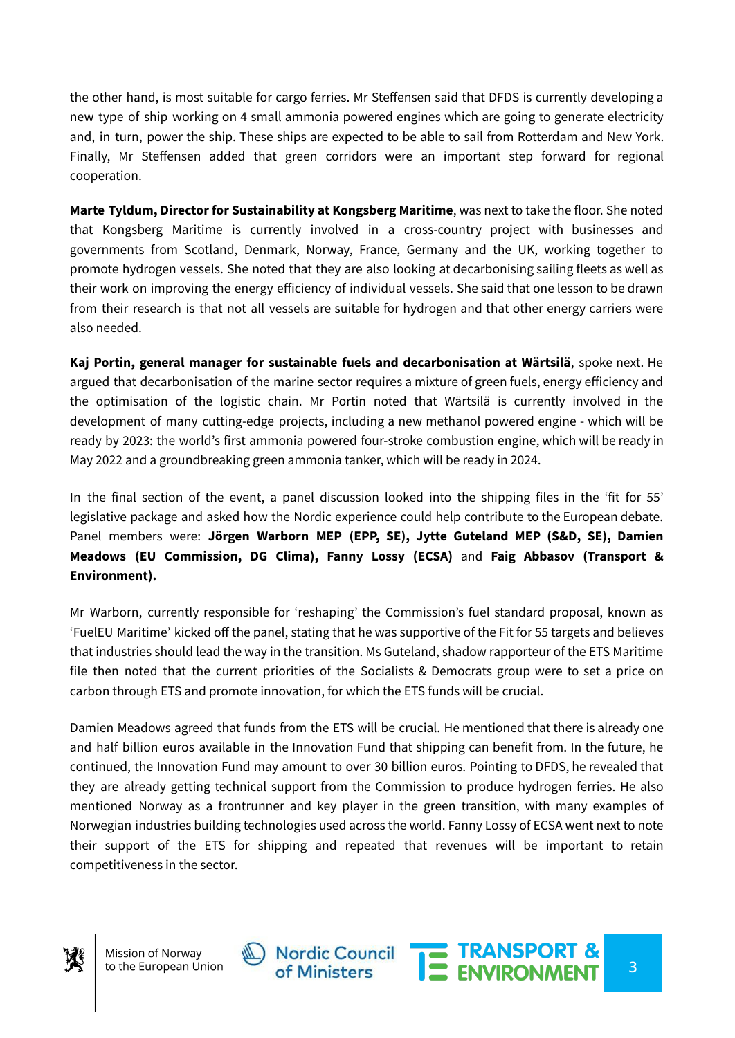the other hand, is most suitable for cargo ferries. Mr Steffensen said that DFDS is currently developing a new type of ship working on 4 small ammonia powered engines which are going to generate electricity and, in turn, power the ship. These ships are expected to be able to sail from Rotterdam and New York. Finally, Mr Steffensen added that green corridors were an important step forward for regional cooperation.

**Marte Tyldum, Director for Sustainability at Kongsberg Maritime**, was next to take the floor. She noted that Kongsberg Maritime is currently involved in a cross-country project with businesses and governments from Scotland, Denmark, Norway, France, Germany and the UK, working together to promote hydrogen vessels. She noted that they are also looking at decarbonising sailing fleets as well as their work on improving the energy efficiency of individual vessels. She said that one lesson to be drawn from their research is that not all vessels are suitable for hydrogen and that other energy carriers were also needed.

**Kaj Portin, general manager for sustainable fuels and decarbonisation at Wärtsilä**, spoke next. He argued that decarbonisation of the marine sector requires a mixture of green fuels, energy efficiency and the optimisation of the logistic chain. Mr Portin noted that Wärtsilä is currently involved in the development of many cutting-edge projects, including a new methanol powered engine - which will be ready by 2023: the world's first ammonia powered four-stroke combustion engine, which will be ready in May 2022 and a groundbreaking green ammonia tanker, which will be ready in 2024.

In the final section of the event, a panel discussion looked into the shipping files in the 'fit for 55' legislative package and asked how the Nordic experience could help contribute to the European debate. Panel members were: **Jörgen Warborn MEP (EPP, SE), Jytte Guteland MEP (S&D, SE), Damien Meadows (EU Commission, DG Clima), Fanny Lossy (ECSA)** and **Faig Abbasov (Transport & Environment).**

Mr Warborn, currently responsible for 'reshaping' the Commission's fuel standard proposal, known as 'FuelEU Maritime' kicked off the panel, stating that he was supportive of the Fit for 55 targets and believes that industries should lead the way in the transition. Ms Guteland, shadow rapporteur of the ETS Maritime file then noted that the current priorities of the Socialists & Democrats group were to set a price on carbon through ETS and promote innovation, for which the ETS funds will be crucial.

Damien Meadows agreed that funds from the ETS will be crucial. He mentioned that there is already one and half billion euros available in the Innovation Fund that shipping can benefit from. In the future, he continued, the Innovation Fund may amount to over 30 billion euros. Pointing to DFDS, he revealed that they are already getting technical support from the Commission to produce hydrogen ferries. He also mentioned Norway as a frontrunner and key player in the green transition, with many examples of Norwegian industries building technologies used across the world. Fanny Lossy of ECSA went next to note their support of the ETS for shipping and repeated that revenues will be important to retain competitiveness in the sector.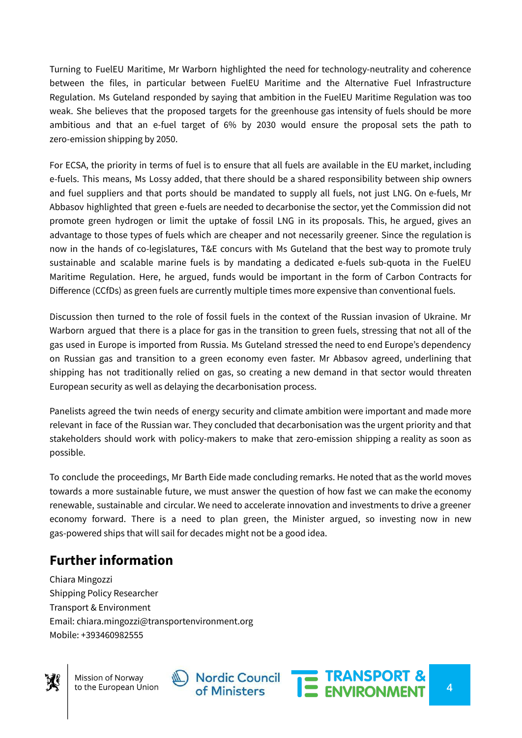Turning to FuelEU Maritime, Mr Warborn highlighted the need for technology-neutrality and coherence between the files, in particular between FuelEU Maritime and the Alternative Fuel Infrastructure Regulation. Ms Guteland responded by saying that ambition in the FuelEU Maritime Regulation was too weak. She believes that the proposed targets for the greenhouse gas intensity of fuels should be more ambitious and that an e-fuel target of 6% by 2030 would ensure the proposal sets the path to zero-emission shipping by 2050.

For ECSA, the priority in terms of fuel is to ensure that all fuels are available in the EU market, including e-fuels. This means, Ms Lossy added, that there should be a shared responsibility between ship owners and fuel suppliers and that ports should be mandated to supply all fuels, not just LNG. On e-fuels, Mr Abbasov highlighted that green e-fuels are needed to decarbonise the sector, yet the Commission did not promote green hydrogen or limit the uptake of fossil LNG in its proposals. This, he argued, gives an advantage to those types of fuels which are cheaper and not necessarily greener. Since the regulation is now in the hands of co-legislatures, T&E concurs with Ms Guteland that the best way to promote truly sustainable and scalable marine fuels is by mandating a dedicated e-fuels sub-quota in the FuelEU Maritime Regulation. Here, he argued, funds would be important in the form of Carbon Contracts for Difference (CCfDs) as green fuels are currently multiple times more expensive than conventional fuels.

Discussion then turned to the role of fossil fuels in the context of the Russian invasion of Ukraine. Mr Warborn argued that there is a place for gas in the transition to green fuels, stressing that not all of the gas used in Europe is imported from Russia. Ms Guteland stressed the need to end Europe's dependency on Russian gas and transition to a green economy even faster. Mr Abbasov agreed, underlining that shipping has not traditionally relied on gas, so creating a new demand in that sector would threaten European security as well as delaying the decarbonisation process.

Panelists agreed the twin needs of energy security and climate ambition were important and made more relevant in face of the Russian war. They concluded that decarbonisation was the urgent priority and that stakeholders should work with policy-makers to make that zero-emission shipping a reality as soon as possible.

To conclude the proceedings, Mr Barth Eide made concluding remarks. He noted that as the world moves towards a more sustainable future, we must answer the question of how fast we can make the economy renewable, sustainable and circular. We need to accelerate innovation and investments to drive a greener economy forward. There is a need to plan green, the Minister argued, so investing now in new gas-powered ships that will sail for decades might not be a good idea.

## Further information

Chiara Mingozzi
Shipping Policy Researcher
Transport & Environment
Email: chiara.mingozzi@transportenvironment.org
Mobile: +393460982555